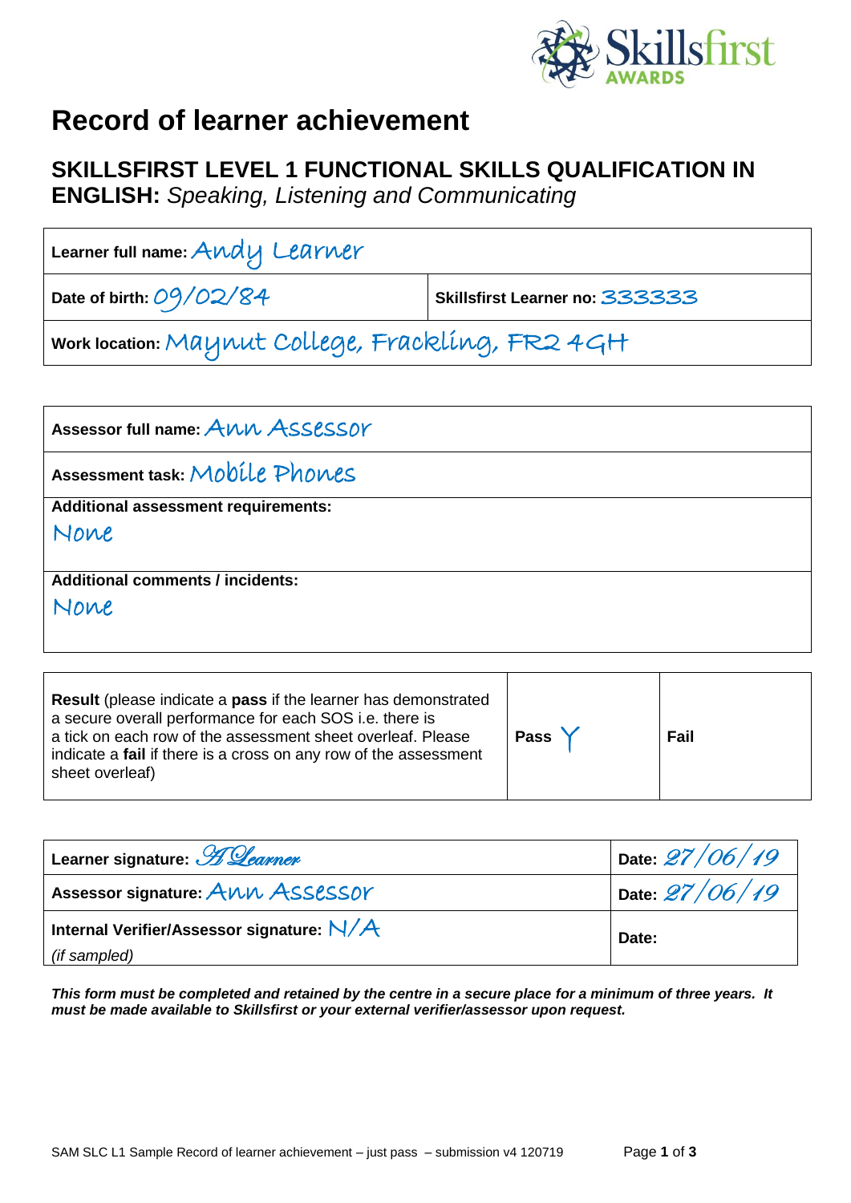Skillsfirst AWARDS

# Record of learner achievement

## SKILLSFIRST LEVEL 1 FUNCTIONAL SKILLS QUALIFICATION IN ENGLISH: *Speaking, Listening and Communicating*

| **Learner full name:** Andy Learner | |
|---|---|
| **Date of birth:** 09/02/84 | **Skillsfirst Learner no:** 333333 |
| **Work location:** Maynut College, Frackling, FR2 4GH | |

| **Assessor full name:** Ann Assessor |
|---|
| **Assessment task:** Mobile Phones |
| **Additional assessment requirements:** None |
| **Additional comments / incidents:** None |

| **Result** (please indicate a **pass** if the learner has demonstrated a secure overall performance for each SOS i.e. there is a tick on each row of the assessment sheet overleaf. Please indicate a **fail** if there is a cross on any row of the assessment sheet overleaf) | **Pass** Y | **Fail** |
|---|---|---|

| | |
|---|---|
| **Learner signature:** A Learner | **Date:** 27/06/19 |
| **Assessor signature:** Ann Assessor | **Date:** 27/06/19 |
| **Internal Verifier/Assessor signature:** N/A *(if sampled)* | **Date:** |

***This form must be completed and retained by the centre in a secure place for a minimum of three years. It must be made available to Skillsfirst or your external verifier/assessor upon request.***

SAM SLC L1 Sample Record of learner achievement – just pass – submission v4 120719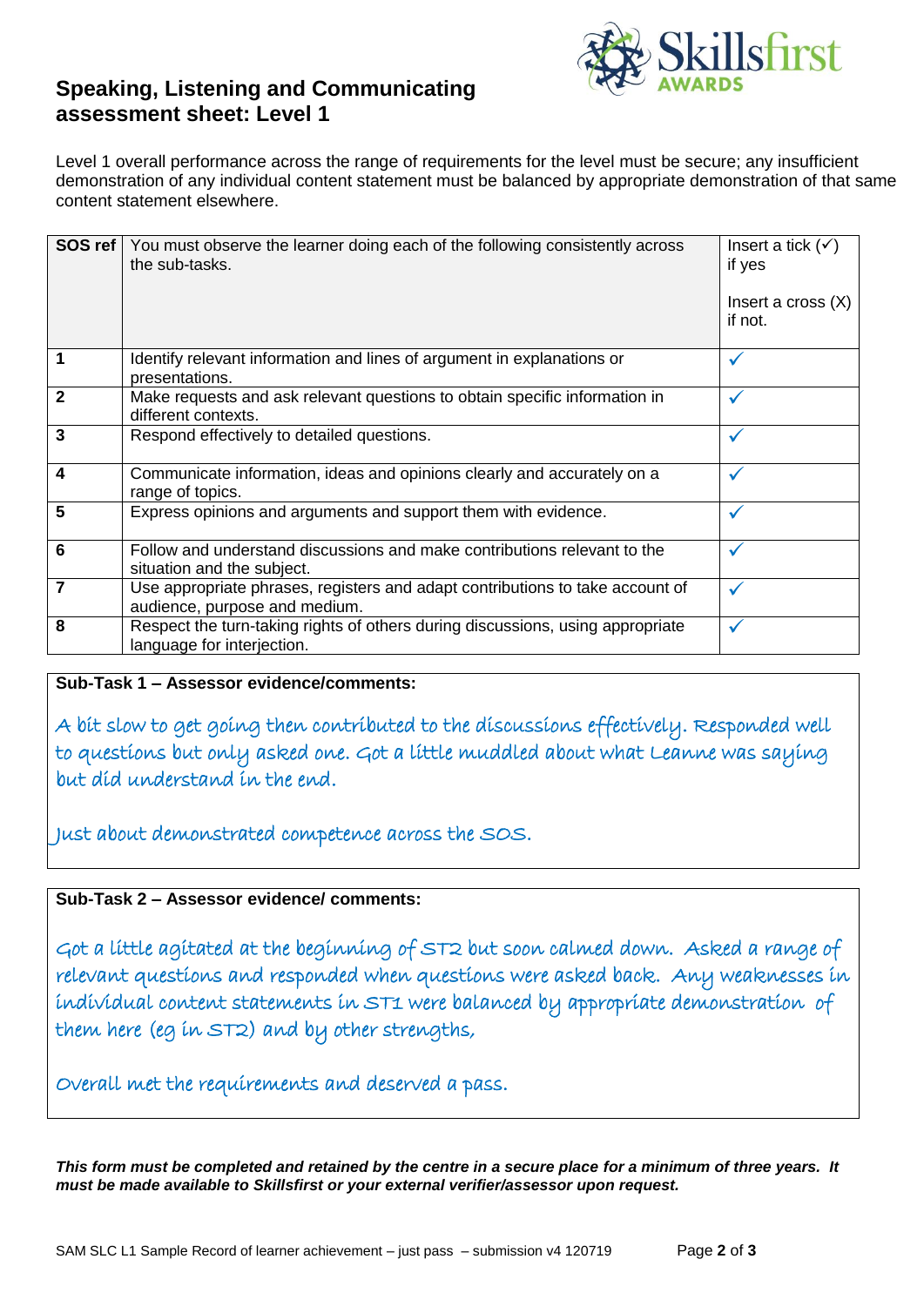# Speaking, Listening and Communicating assessment sheet: Level 1

Level 1 overall performance across the range of requirements for the level must be secure; any insufficient demonstration of any individual content statement must be balanced by appropriate demonstration of that same content statement elsewhere.

| SOS ref | You must observe the learner doing each of the following consistently across the sub-tasks. | Insert a tick (✓) if yes<br><br>Insert a cross (X) if not. |
|---|---|---|
| 1 | Identify relevant information and lines of argument in explanations or presentations. | ✓ |
| 2 | Make requests and ask relevant questions to obtain specific information in different contexts. | ✓ |
| 3 | Respond effectively to detailed questions. | ✓ |
| 4 | Communicate information, ideas and opinions clearly and accurately on a range of topics. | ✓ |
| 5 | Express opinions and arguments and support them with evidence. | ✓ |
| 6 | Follow and understand discussions and make contributions relevant to the situation and the subject. | ✓ |
| 7 | Use appropriate phrases, registers and adapt contributions to take account of audience, purpose and medium. | ✓ |
| 8 | Respect the turn-taking rights of others during discussions, using appropriate language for interjection. | ✓ |

**Sub-Task 1 – Assessor evidence/comments:**

A bit slow to get going then contributed to the discussions effectively. Responded well to questions but only asked one. Got a little muddled about what Leanne was saying but did understand in the end.

Just about demonstrated competence across the SOS.

**Sub-Task 2 – Assessor evidence/ comments:**

Got a little agitated at the beginning of ST2 but soon calmed down. Asked a range of relevant questions and responded when questions were asked back. Any weaknesses in individual content statements in ST1 were balanced by appropriate demonstration of them here (eg in ST2) and by other strengths,

Overall met the requirements and deserved a pass.

***This form must be completed and retained by the centre in a secure place for a minimum of three years. It must be made available to Skillsfirst or your external verifier/assessor upon request.***